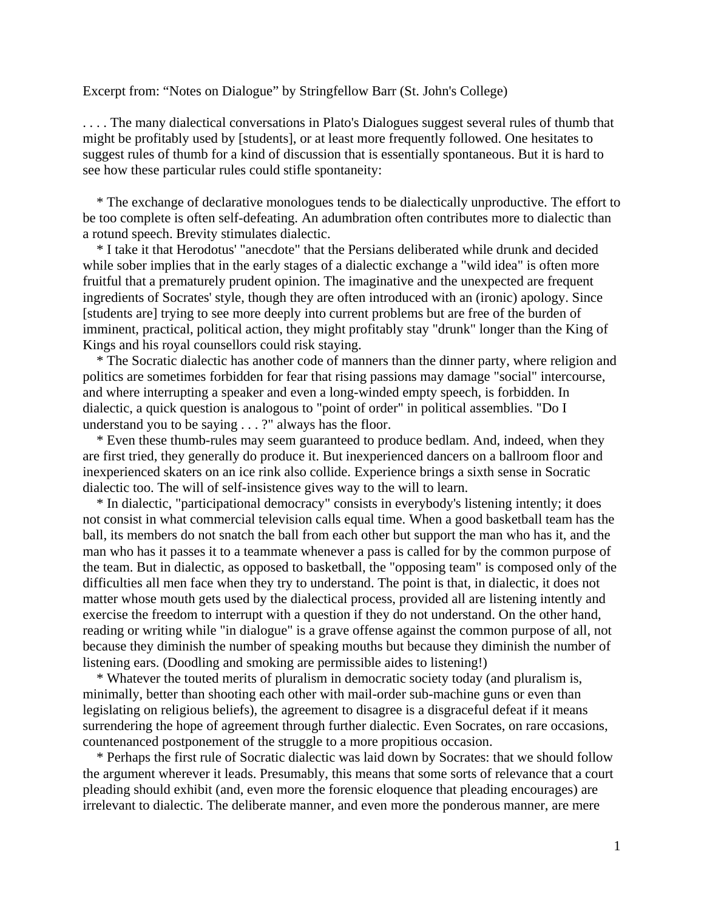Excerpt from: "Notes on Dialogue" by Stringfellow Barr (St. John's College)

. . . . The many dialectical conversations in Plato's Dialogues suggest several rules of thumb that might be profitably used by [students], or at least more frequently followed. One hesitates to suggest rules of thumb for a kind of discussion that is essentially spontaneous. But it is hard to see how these particular rules could stifle spontaneity:

* The exchange of declarative monologues tends to be dialectically unproductive. The effort to be too complete is often self-defeating. An adumbration often contributes more to dialectic than a rotund speech. Brevity stimulates dialectic.
* I take it that Herodotus' "anecdote" that the Persians deliberated while drunk and decided while sober implies that in the early stages of a dialectic exchange a "wild idea" is often more fruitful that a prematurely prudent opinion. The imaginative and the unexpected are frequent ingredients of Socrates' style, though they are often introduced with an (ironic) apology. Since [students are] trying to see more deeply into current problems but are free of the burden of imminent, practical, political action, they might profitably stay "drunk" longer than the King of Kings and his royal counsellors could risk staying.
* The Socratic dialectic has another code of manners than the dinner party, where religion and politics are sometimes forbidden for fear that rising passions may damage "social" intercourse, and where interrupting a speaker and even a long-winded empty speech, is forbidden. In dialectic, a quick question is analogous to "point of order" in political assemblies. "Do I understand you to be saying . . . ?" always has the floor.
* Even these thumb-rules may seem guaranteed to produce bedlam. And, indeed, when they are first tried, they generally do produce it. But inexperienced dancers on a ballroom floor and inexperienced skaters on an ice rink also collide. Experience brings a sixth sense in Socratic dialectic too. The will of self-insistence gives way to the will to learn.
* In dialectic, "participational democracy" consists in everybody's listening intently; it does not consist in what commercial television calls equal time. When a good basketball team has the ball, its members do not snatch the ball from each other but support the man who has it, and the man who has it passes it to a teammate whenever a pass is called for by the common purpose of the team. But in dialectic, as opposed to basketball, the "opposing team" is composed only of the difficulties all men face when they try to understand. The point is that, in dialectic, it does not matter whose mouth gets used by the dialectical process, provided all are listening intently and exercise the freedom to interrupt with a question if they do not understand. On the other hand, reading or writing while "in dialogue" is a grave offense against the common purpose of all, not because they diminish the number of speaking mouths but because they diminish the number of listening ears. (Doodling and smoking are permissible aides to listening!)
* Whatever the touted merits of pluralism in democratic society today (and pluralism is, minimally, better than shooting each other with mail-order sub-machine guns or even than legislating on religious beliefs), the agreement to disagree is a disgraceful defeat if it means surrendering the hope of agreement through further dialectic. Even Socrates, on rare occasions, countenanced postponement of the struggle to a more propitious occasion.
* Perhaps the first rule of Socratic dialectic was laid down by Socrates: that we should follow the argument wherever it leads. Presumably, this means that some sorts of relevance that a court pleading should exhibit (and, even more the forensic eloquence that pleading encourages) are irrelevant to dialectic. The deliberate manner, and even more the ponderous manner, are mere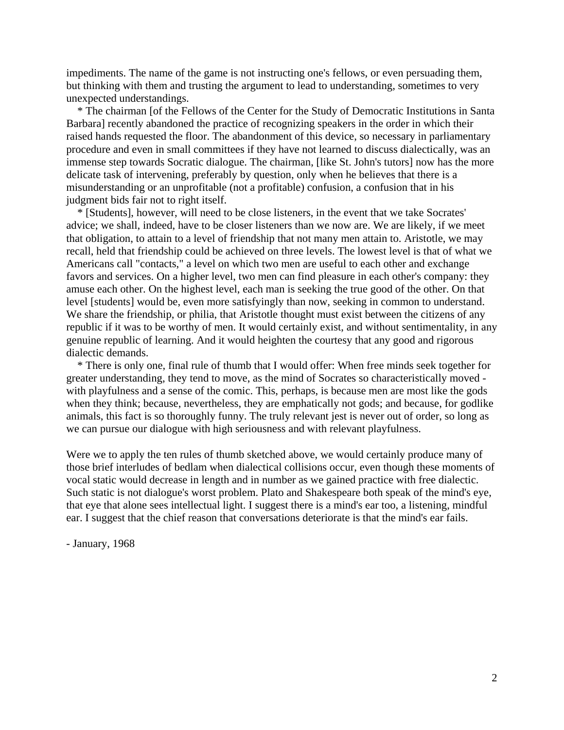impediments. The name of the game is not instructing one's fellows, or even persuading them, but thinking with them and trusting the argument to lead to understanding, sometimes to very unexpected understandings.

* The chairman [of the Fellows of the Center for the Study of Democratic Institutions in Santa Barbara] recently abandoned the practice of recognizing speakers in the order in which their raised hands requested the floor. The abandonment of this device, so necessary in parliamentary procedure and even in small committees if they have not learned to discuss dialectically, was an immense step towards Socratic dialogue. The chairman, [like St. John's tutors] now has the more delicate task of intervening, preferably by question, only when he believes that there is a misunderstanding or an unprofitable (not a profitable) confusion, a confusion that in his judgment bids fair not to right itself.

* [Students], however, will need to be close listeners, in the event that we take Socrates' advice; we shall, indeed, have to be closer listeners than we now are. We are likely, if we meet that obligation, to attain to a level of friendship that not many men attain to. Aristotle, we may recall, held that friendship could be achieved on three levels. The lowest level is that of what we Americans call "contacts," a level on which two men are useful to each other and exchange favors and services. On a higher level, two men can find pleasure in each other's company: they amuse each other. On the highest level, each man is seeking the true good of the other. On that level [students] would be, even more satisfyingly than now, seeking in common to understand. We share the friendship, or philia, that Aristotle thought must exist between the citizens of any republic if it was to be worthy of men. It would certainly exist, and without sentimentality, in any genuine republic of learning. And it would heighten the courtesy that any good and rigorous dialectic demands.

* There is only one, final rule of thumb that I would offer: When free minds seek together for greater understanding, they tend to move, as the mind of Socrates so characteristically moved - with playfulness and a sense of the comic. This, perhaps, is because men are most like the gods when they think; because, nevertheless, they are emphatically not gods; and because, for godlike animals, this fact is so thoroughly funny. The truly relevant jest is never out of order, so long as we can pursue our dialogue with high seriousness and with relevant playfulness.

Were we to apply the ten rules of thumb sketched above, we would certainly produce many of those brief interludes of bedlam when dialectical collisions occur, even though these moments of vocal static would decrease in length and in number as we gained practice with free dialectic. Such static is not dialogue's worst problem. Plato and Shakespeare both speak of the mind's eye, that eye that alone sees intellectual light. I suggest there is a mind's ear too, a listening, mindful ear. I suggest that the chief reason that conversations deteriorate is that the mind's ear fails.

- January, 1968